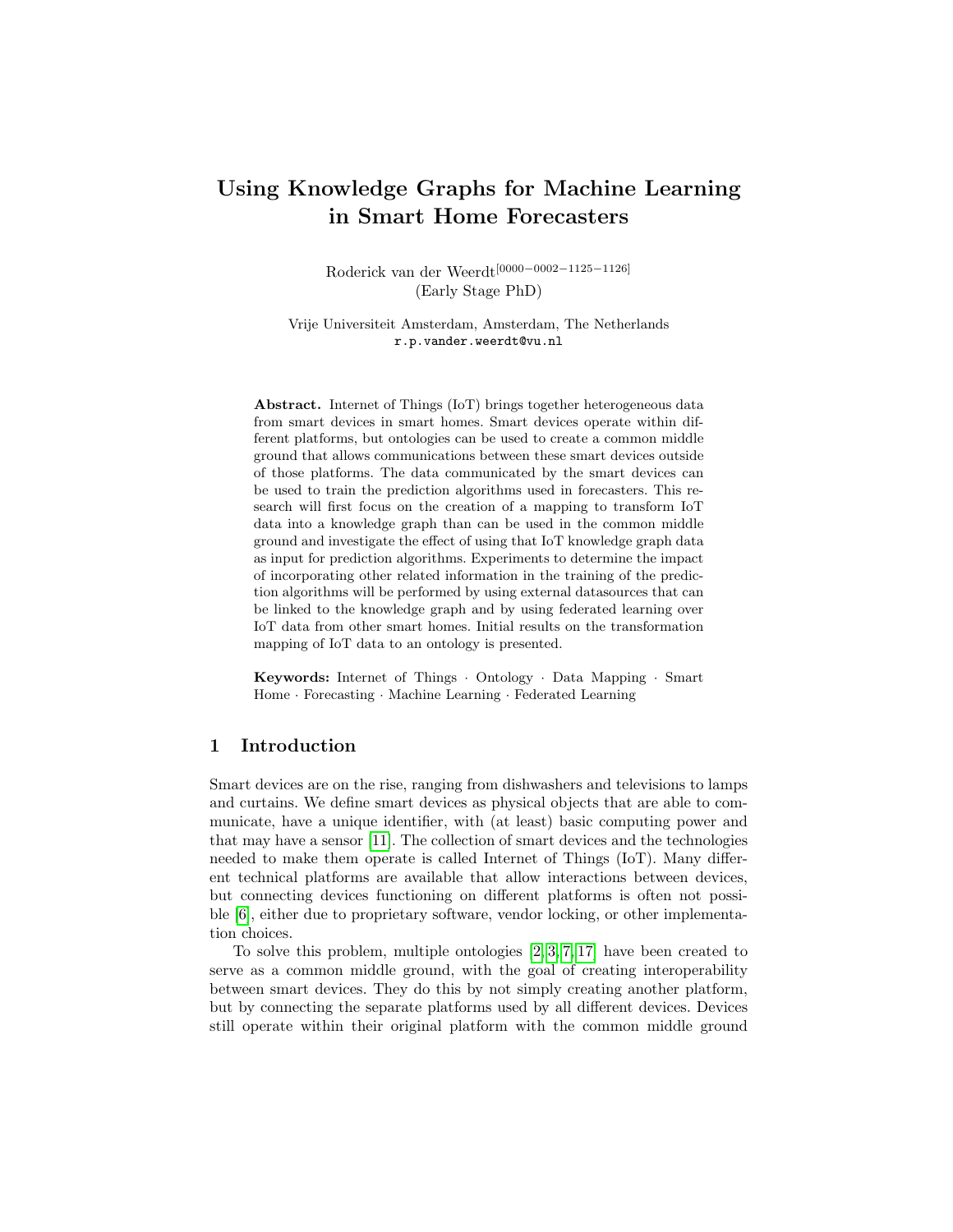# Using Knowledge Graphs for Machine Learning in Smart Home Forecasters

Roderick van der Weerdt[0000−0002−1125−1126]
(Early Stage PhD)

Vrije Universiteit Amsterdam, Amsterdam, The Netherlands
r.p.vander.weerdt@vu.nl

**Abstract.** Internet of Things (IoT) brings together heterogeneous data from smart devices in smart homes. Smart devices operate within different platforms, but ontologies can be used to create a common middle ground that allows communications between these smart devices outside of those platforms. The data communicated by the smart devices can be used to train the prediction algorithms used in forecasters. This research will first focus on the creation of a mapping to transform IoT data into a knowledge graph than can be used in the common middle ground and investigate the effect of using that IoT knowledge graph data as input for prediction algorithms. Experiments to determine the impact of incorporating other related information in the training of the prediction algorithms will be performed by using external datasources that can be linked to the knowledge graph and by using federated learning over IoT data from other smart homes. Initial results on the transformation mapping of IoT data to an ontology is presented.

**Keywords:** Internet of Things · Ontology · Data Mapping · Smart Home · Forecasting · Machine Learning · Federated Learning

## 1 Introduction

Smart devices are on the rise, ranging from dishwashers and televisions to lamps and curtains. We define smart devices as physical objects that are able to communicate, have a unique identifier, with (at least) basic computing power and that may have a sensor [11]. The collection of smart devices and the technologies needed to make them operate is called Internet of Things (IoT). Many different technical platforms are available that allow interactions between devices, but connecting devices functioning on different platforms is often not possible [6], either due to proprietary software, vendor locking, or other implementation choices.

To solve this problem, multiple ontologies [2,3,7,17] have been created to serve as a common middle ground, with the goal of creating interoperability between smart devices. They do this by not simply creating another platform, but by connecting the separate platforms used by all different devices. Devices still operate within their original platform with the common middle ground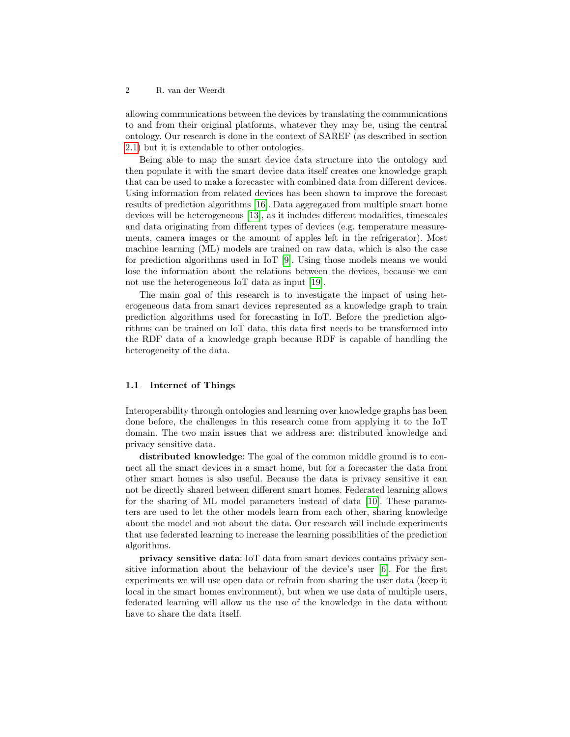allowing communications between the devices by translating the communications to and from their original platforms, whatever they may be, using the central ontology. Our research is done in the context of SAREF (as described in section 2.1) but it is extendable to other ontologies.

Being able to map the smart device data structure into the ontology and then populate it with the smart device data itself creates one knowledge graph that can be used to make a forecaster with combined data from different devices. Using information from related devices has been shown to improve the forecast results of prediction algorithms [16]. Data aggregated from multiple smart home devices will be heterogeneous [13], as it includes different modalities, timescales and data originating from different types of devices (e.g. temperature measurements, camera images or the amount of apples left in the refrigerator). Most machine learning (ML) models are trained on raw data, which is also the case for prediction algorithms used in IoT [9]. Using those models means we would lose the information about the relations between the devices, because we can not use the heterogeneous IoT data as input [19].

The main goal of this research is to investigate the impact of using heterogeneous data from smart devices represented as a knowledge graph to train prediction algorithms used for forecasting in IoT. Before the prediction algorithms can be trained on IoT data, this data first needs to be transformed into the RDF data of a knowledge graph because RDF is capable of handling the heterogeneity of the data.

### 1.1 Internet of Things

Interoperability through ontologies and learning over knowledge graphs has been done before, the challenges in this research come from applying it to the IoT domain. The two main issues that we address are: distributed knowledge and privacy sensitive data.

**distributed knowledge**: The goal of the common middle ground is to connect all the smart devices in a smart home, but for a forecaster the data from other smart homes is also useful. Because the data is privacy sensitive it can not be directly shared between different smart homes. Federated learning allows for the sharing of ML model parameters instead of data [10]. These parameters are used to let the other models learn from each other, sharing knowledge about the model and not about the data. Our research will include experiments that use federated learning to increase the learning possibilities of the prediction algorithms.

**privacy sensitive data**: IoT data from smart devices contains privacy sensitive information about the behaviour of the device's user [6]. For the first experiments we will use open data or refrain from sharing the user data (keep it local in the smart homes environment), but when we use data of multiple users, federated learning will allow us the use of the knowledge in the data without have to share the data itself.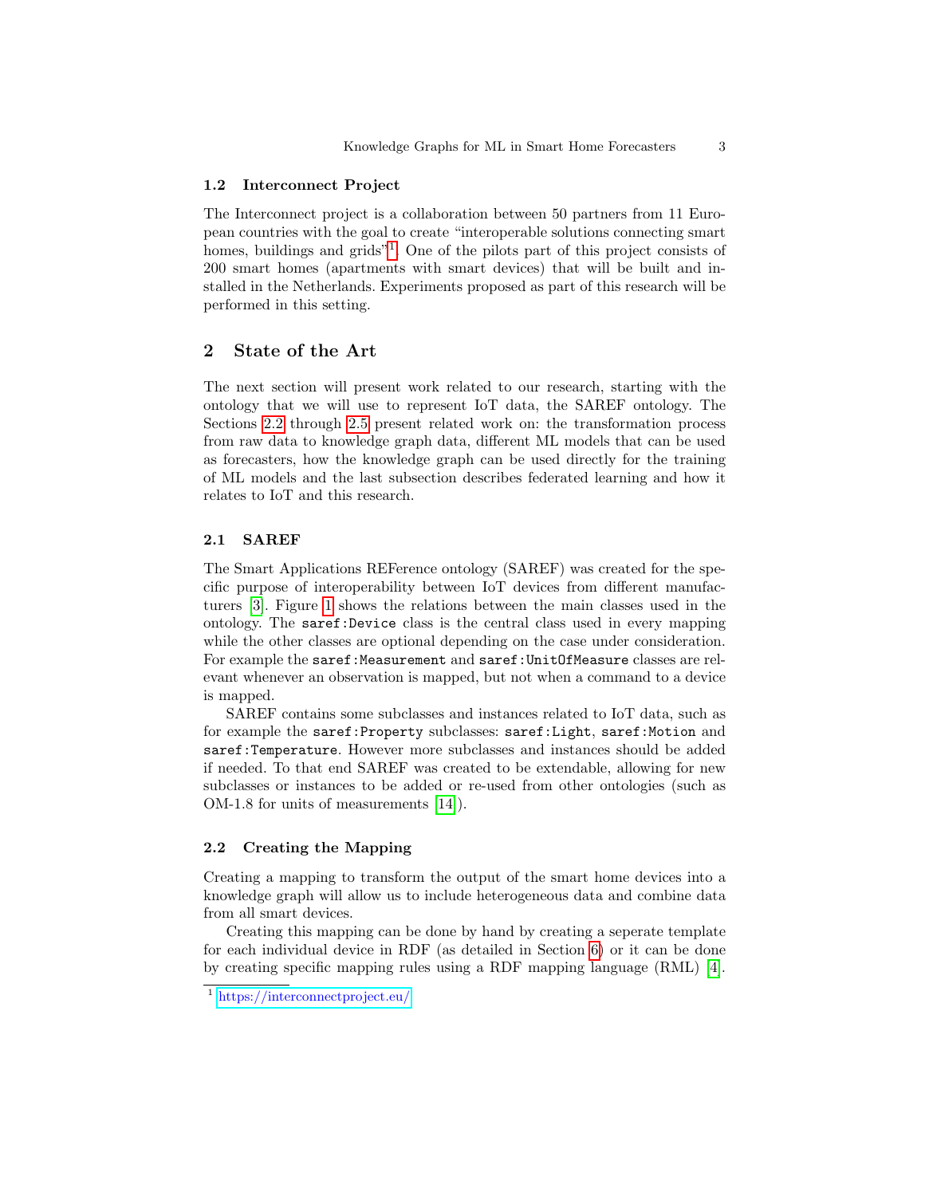### 1.2 Interconnect Project

The Interconnect project is a collaboration between 50 partners from 11 European countries with the goal to create "interoperable solutions connecting smart homes, buildings and grids"[1]. One of the pilots part of this project consists of 200 smart homes (apartments with smart devices) that will be built and installed in the Netherlands. Experiments proposed as part of this research will be performed in this setting.

## 2 State of the Art

The next section will present work related to our research, starting with the ontology that we will use to represent IoT data, the SAREF ontology. The Sections 2.2 through 2.5 present related work on: the transformation process from raw data to knowledge graph data, different ML models that can be used as forecasters, how the knowledge graph can be used directly for the training of ML models and the last subsection describes federated learning and how it relates to IoT and this research.

### 2.1 SAREF

The Smart Applications REFerence ontology (SAREF) was created for the specific purpose of interoperability between IoT devices from different manufacturers [3]. Figure 1 shows the relations between the main classes used in the ontology. The `saref:Device` class is the central class used in every mapping while the other classes are optional depending on the case under consideration. For example the `saref:Measurement` and `saref:UnitOfMeasure` classes are relevant whenever an observation is mapped, but not when a command to a device is mapped.

SAREF contains some subclasses and instances related to IoT data, such as for example the `saref:Property` subclasses: `saref:Light`, `saref:Motion` and `saref:Temperature`. However more subclasses and instances should be added if needed. To that end SAREF was created to be extendable, allowing for new subclasses or instances to be added or re-used from other ontologies (such as OM-1.8 for units of measurements [14]).

### 2.2 Creating the Mapping

Creating a mapping to transform the output of the smart home devices into a knowledge graph will allow us to include heterogeneous data and combine data from all smart devices.

Creating this mapping can be done by hand by creating a seperate template for each individual device in RDF (as detailed in Section 6) or it can be done by creating specific mapping rules using a RDF mapping language (RML) [4].

[1] https://interconnectproject.eu/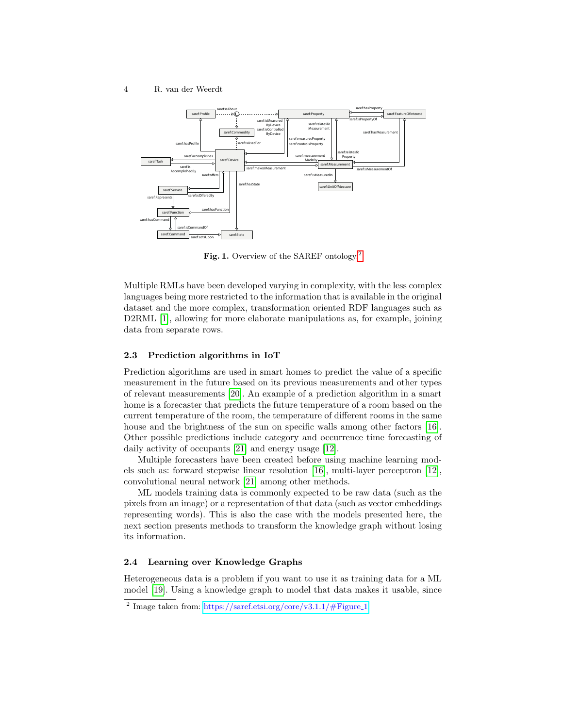Fig. 1. Overview of the SAREF ontology[2]

Multiple RMLs have been developed varying in complexity, with the less complex languages being more restricted to the information that is available in the original dataset and the more complex, transformation oriented RDF languages such as D2RML [1], allowing for more elaborate manipulations as, for example, joining data from separate rows.

### 2.3 Prediction algorithms in IoT

Prediction algorithms are used in smart homes to predict the value of a specific measurement in the future based on its previous measurements and other types of relevant measurements [20]. An example of a prediction algorithm in a smart home is a forecaster that predicts the future temperature of a room based on the current temperature of the room, the temperature of different rooms in the same house and the brightness of the sun on specific walls among other factors [16]. Other possible predictions include category and occurrence time forecasting of daily activity of occupants [21] and energy usage [12].

Multiple forecasters have been created before using machine learning models such as: forward stepwise linear resolution [16], multi-layer perceptron [12], convolutional neural network [21] among other methods.

ML models training data is commonly expected to be raw data (such as the pixels from an image) or a representation of that data (such as vector embeddings representing words). This is also the case with the models presented here, the next section presents methods to transform the knowledge graph without losing its information.

### 2.4 Learning over Knowledge Graphs

Heterogeneous data is a problem if you want to use it as training data for a ML model [19]. Using a knowledge graph to model that data makes it usable, since

[2] Image taken from: https://saref.etsi.org/core/v3.1.1/#Figure_1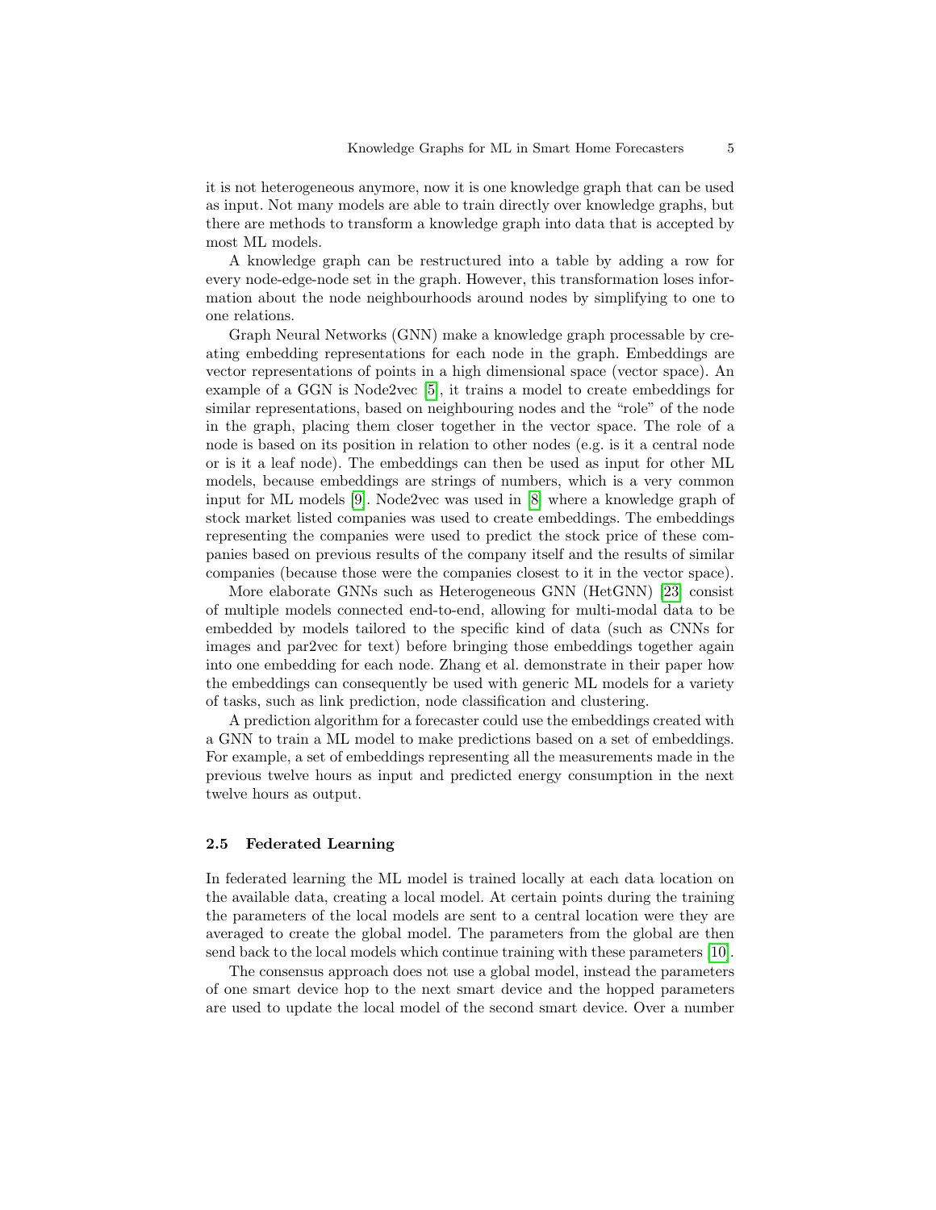it is not heterogeneous anymore, now it is one knowledge graph that can be used as input. Not many models are able to train directly over knowledge graphs, but there are methods to transform a knowledge graph into data that is accepted by most ML models.

A knowledge graph can be restructured into a table by adding a row for every node-edge-node set in the graph. However, this transformation loses information about the node neighbourhoods around nodes by simplifying to one to one relations.

Graph Neural Networks (GNN) make a knowledge graph processable by creating embedding representations for each node in the graph. Embeddings are vector representations of points in a high dimensional space (vector space). An example of a GGN is Node2vec [5], it trains a model to create embeddings for similar representations, based on neighbouring nodes and the "role" of the node in the graph, placing them closer together in the vector space. The role of a node is based on its position in relation to other nodes (e.g. is it a central node or is it a leaf node). The embeddings can then be used as input for other ML models, because embeddings are strings of numbers, which is a very common input for ML models [9]. Node2vec was used in [8] where a knowledge graph of stock market listed companies was used to create embeddings. The embeddings representing the companies were used to predict the stock price of these companies based on previous results of the company itself and the results of similar companies (because those were the companies closest to it in the vector space).

More elaborate GNNs such as Heterogeneous GNN (HetGNN) [23] consist of multiple models connected end-to-end, allowing for multi-modal data to be embedded by models tailored to the specific kind of data (such as CNNs for images and par2vec for text) before bringing those embeddings together again into one embedding for each node. Zhang et al. demonstrate in their paper how the embeddings can consequently be used with generic ML models for a variety of tasks, such as link prediction, node classification and clustering.

A prediction algorithm for a forecaster could use the embeddings created with a GNN to train a ML model to make predictions based on a set of embeddings. For example, a set of embeddings representing all the measurements made in the previous twelve hours as input and predicted energy consumption in the next twelve hours as output.

### 2.5 Federated Learning

In federated learning the ML model is trained locally at each data location on the available data, creating a local model. At certain points during the training the parameters of the local models are sent to a central location were they are averaged to create the global model. The parameters from the global are then send back to the local models which continue training with these parameters [10].

The consensus approach does not use a global model, instead the parameters of one smart device hop to the next smart device and the hopped parameters are used to update the local model of the second smart device. Over a number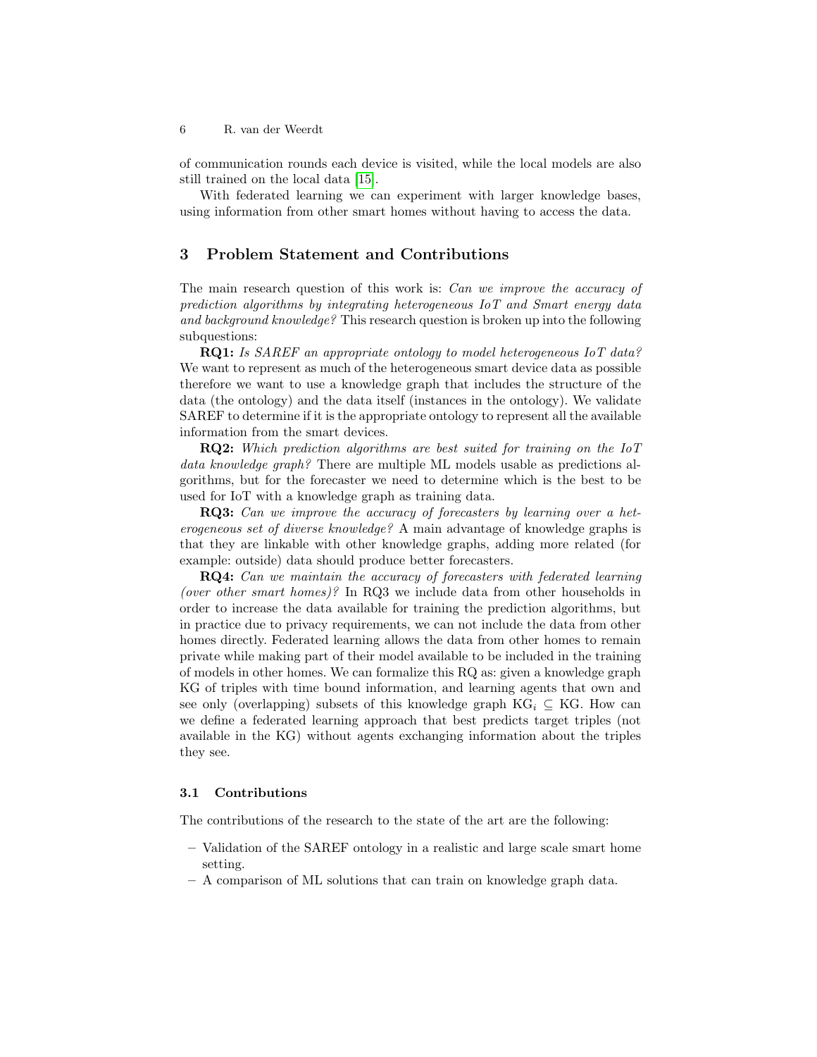of communication rounds each device is visited, while the local models are also still trained on the local data [15].

With federated learning we can experiment with larger knowledge bases, using information from other smart homes without having to access the data.

## 3 Problem Statement and Contributions

The main research question of this work is: *Can we improve the accuracy of prediction algorithms by integrating heterogeneous IoT and Smart energy data and background knowledge?* This research question is broken up into the following subquestions:

**RQ1:** *Is SAREF an appropriate ontology to model heterogeneous IoT data?* We want to represent as much of the heterogeneous smart device data as possible therefore we want to use a knowledge graph that includes the structure of the data (the ontology) and the data itself (instances in the ontology). We validate SAREF to determine if it is the appropriate ontology to represent all the available information from the smart devices.

**RQ2:** *Which prediction algorithms are best suited for training on the IoT data knowledge graph?* There are multiple ML models usable as predictions algorithms, but for the forecaster we need to determine which is the best to be used for IoT with a knowledge graph as training data.

**RQ3:** *Can we improve the accuracy of forecasters by learning over a heterogeneous set of diverse knowledge?* A main advantage of knowledge graphs is that they are linkable with other knowledge graphs, adding more related (for example: outside) data should produce better forecasters.

**RQ4:** *Can we maintain the accuracy of forecasters with federated learning (over other smart homes)?* In RQ3 we include data from other households in order to increase the data available for training the prediction algorithms, but in practice due to privacy requirements, we can not include the data from other homes directly. Federated learning allows the data from other homes to remain private while making part of their model available to be included in the training of models in other homes. We can formalize this RQ as: given a knowledge graph KG of triples with time bound information, and learning agents that own and see only (overlapping) subsets of this knowledge graph $\mathrm{KG}_i \subseteq \mathrm{KG}$. How can we define a federated learning approach that best predicts target triples (not available in the KG) without agents exchanging information about the triples they see.

### 3.1 Contributions

The contributions of the research to the state of the art are the following:

- Validation of the SAREF ontology in a realistic and large scale smart home setting.
- A comparison of ML solutions that can train on knowledge graph data.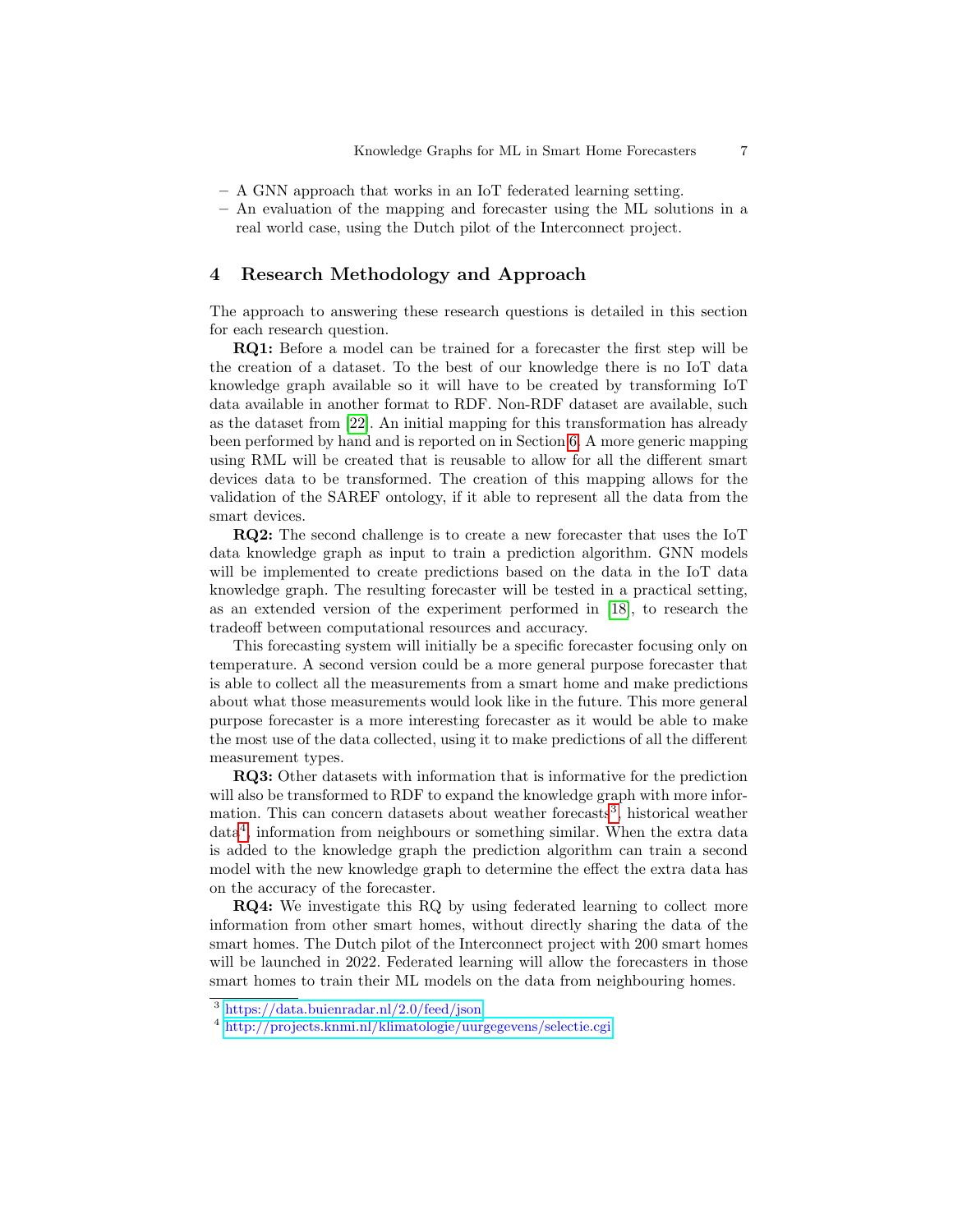- A GNN approach that works in an IoT federated learning setting.
- An evaluation of the mapping and forecaster using the ML solutions in a real world case, using the Dutch pilot of the Interconnect project.

## 4 Research Methodology and Approach

The approach to answering these research questions is detailed in this section for each research question.

**RQ1:** Before a model can be trained for a forecaster the first step will be the creation of a dataset. To the best of our knowledge there is no IoT data knowledge graph available so it will have to be created by transforming IoT data available in another format to RDF. Non-RDF dataset are available, such as the dataset from [22]. An initial mapping for this transformation has already been performed by hand and is reported on in Section 6. A more generic mapping using RML will be created that is reusable to allow for all the different smart devices data to be transformed. The creation of this mapping allows for the validation of the SAREF ontology, if it able to represent all the data from the smart devices.

**RQ2:** The second challenge is to create a new forecaster that uses the IoT data knowledge graph as input to train a prediction algorithm. GNN models will be implemented to create predictions based on the data in the IoT data knowledge graph. The resulting forecaster will be tested in a practical setting, as an extended version of the experiment performed in [18], to research the tradeoff between computational resources and accuracy.

This forecasting system will initially be a specific forecaster focusing only on temperature. A second version could be a more general purpose forecaster that is able to collect all the measurements from a smart home and make predictions about what those measurements would look like in the future. This more general purpose forecaster is a more interesting forecaster as it would be able to make the most use of the data collected, using it to make predictions of all the different measurement types.

**RQ3:** Other datasets with information that is informative for the prediction will also be transformed to RDF to expand the knowledge graph with more information. This can concern datasets about weather forecasts[3], historical weather data[4], information from neighbours or something similar. When the extra data is added to the knowledge graph the prediction algorithm can train a second model with the new knowledge graph to determine the effect the extra data has on the accuracy of the forecaster.

**RQ4:** We investigate this RQ by using federated learning to collect more information from other smart homes, without directly sharing the data of the smart homes. The Dutch pilot of the Interconnect project with 200 smart homes will be launched in 2022. Federated learning will allow the forecasters in those smart homes to train their ML models on the data from neighbouring homes.

[3] https://data.buienradar.nl/2.0/feed/json

[4] http://projects.knmi.nl/klimatologie/uurgegevens/selectie.cgi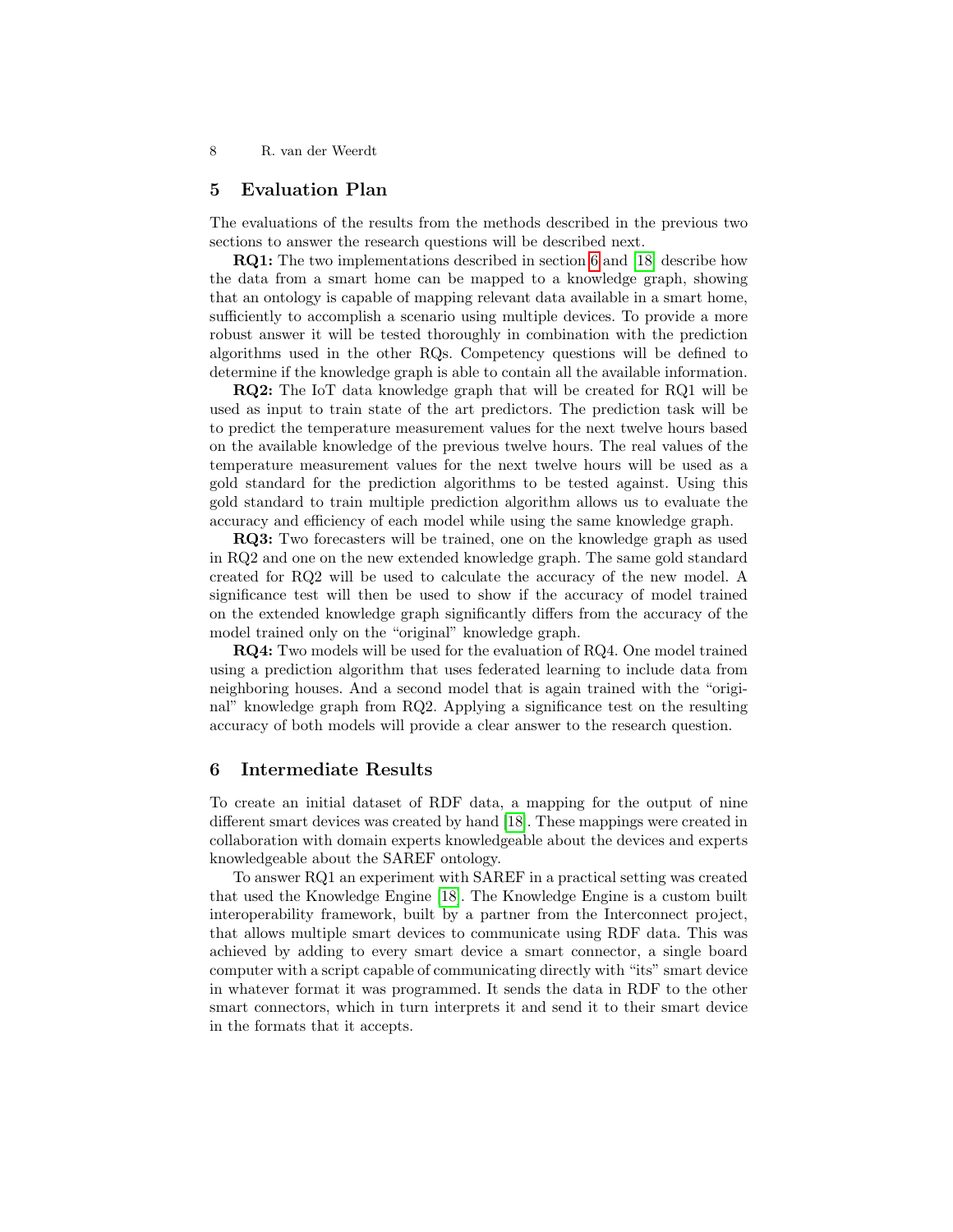## 5 Evaluation Plan

The evaluations of the results from the methods described in the previous two sections to answer the research questions will be described next.

**RQ1:** The two implementations described in section 6 and [18] describe how the data from a smart home can be mapped to a knowledge graph, showing that an ontology is capable of mapping relevant data available in a smart home, sufficiently to accomplish a scenario using multiple devices. To provide a more robust answer it will be tested thoroughly in combination with the prediction algorithms used in the other RQs. Competency questions will be defined to determine if the knowledge graph is able to contain all the available information.

**RQ2:** The IoT data knowledge graph that will be created for RQ1 will be used as input to train state of the art predictors. The prediction task will be to predict the temperature measurement values for the next twelve hours based on the available knowledge of the previous twelve hours. The real values of the temperature measurement values for the next twelve hours will be used as a gold standard for the prediction algorithms to be tested against. Using this gold standard to train multiple prediction algorithm allows us to evaluate the accuracy and efficiency of each model while using the same knowledge graph.

**RQ3:** Two forecasters will be trained, one on the knowledge graph as used in RQ2 and one on the new extended knowledge graph. The same gold standard created for RQ2 will be used to calculate the accuracy of the new model. A significance test will then be used to show if the accuracy of model trained on the extended knowledge graph significantly differs from the accuracy of the model trained only on the "original" knowledge graph.

**RQ4:** Two models will be used for the evaluation of RQ4. One model trained using a prediction algorithm that uses federated learning to include data from neighboring houses. And a second model that is again trained with the "original" knowledge graph from RQ2. Applying a significance test on the resulting accuracy of both models will provide a clear answer to the research question.

## 6 Intermediate Results

To create an initial dataset of RDF data, a mapping for the output of nine different smart devices was created by hand [18]. These mappings were created in collaboration with domain experts knowledgeable about the devices and experts knowledgeable about the SAREF ontology.

To answer RQ1 an experiment with SAREF in a practical setting was created that used the Knowledge Engine [18]. The Knowledge Engine is a custom built interoperability framework, built by a partner from the Interconnect project, that allows multiple smart devices to communicate using RDF data. This was achieved by adding to every smart device a smart connector, a single board computer with a script capable of communicating directly with "its" smart device in whatever format it was programmed. It sends the data in RDF to the other smart connectors, which in turn interprets it and send it to their smart device in the formats that it accepts.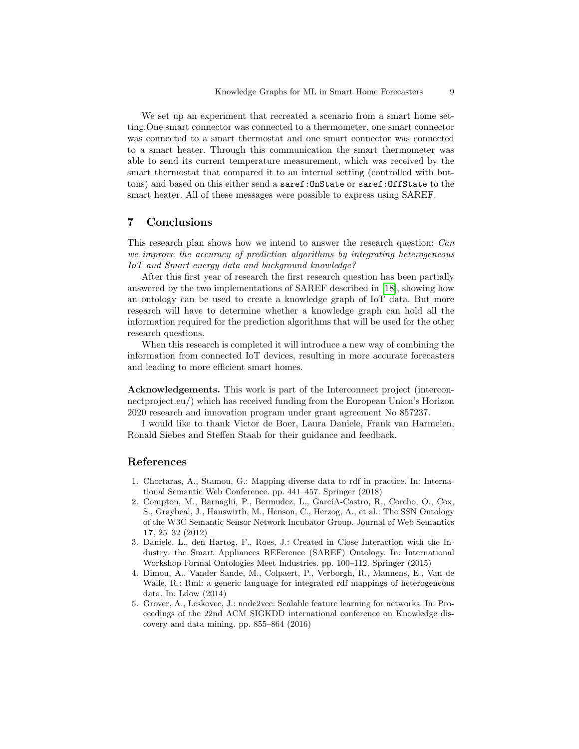We set up an experiment that recreated a scenario from a smart home setting.One smart connector was connected to a thermometer, one smart connector was connected to a smart thermostat and one smart connector was connected to a smart heater. Through this communication the smart thermometer was able to send its current temperature measurement, which was received by the smart thermostat that compared it to an internal setting (controlled with buttons) and based on this either send a `saref:OnState` or `saref:OffState` to the smart heater. All of these messages were possible to express using SAREF.

## 7 Conclusions

This research plan shows how we intend to answer the research question: *Can we improve the accuracy of prediction algorithms by integrating heterogeneous IoT and Smart energy data and background knowledge?*

After this first year of research the first research question has been partially answered by the two implementations of SAREF described in [18], showing how an ontology can be used to create a knowledge graph of IoT data. But more research will have to determine whether a knowledge graph can hold all the information required for the prediction algorithms that will be used for the other research questions.

When this research is completed it will introduce a new way of combining the information from connected IoT devices, resulting in more accurate forecasters and leading to more efficient smart homes.

**Acknowledgements.** This work is part of the Interconnect project (interconnectproject.eu/) which has received funding from the European Union's Horizon 2020 research and innovation program under grant agreement No 857237.

I would like to thank Victor de Boer, Laura Daniele, Frank van Harmelen, Ronald Siebes and Steffen Staab for their guidance and feedback.

## References

1. Chortaras, A., Stamou, G.: Mapping diverse data to rdf in practice. In: International Semantic Web Conference. pp. 441–457. Springer (2018)
2. Compton, M., Barnaghi, P., Bermudez, L., GarcíA-Castro, R., Corcho, O., Cox, S., Graybeal, J., Hauswirth, M., Henson, C., Herzog, A., et al.: The SSN Ontology of the W3C Semantic Sensor Network Incubator Group. Journal of Web Semantics **17**, 25–32 (2012)
3. Daniele, L., den Hartog, F., Roes, J.: Created in Close Interaction with the Industry: the Smart Appliances REFerence (SAREF) Ontology. In: International Workshop Formal Ontologies Meet Industries. pp. 100–112. Springer (2015)
4. Dimou, A., Vander Sande, M., Colpaert, P., Verborgh, R., Mannens, E., Van de Walle, R.: Rml: a generic language for integrated rdf mappings of heterogeneous data. In: Ldow (2014)
5. Grover, A., Leskovec, J.: node2vec: Scalable feature learning for networks. In: Proceedings of the 22nd ACM SIGKDD international conference on Knowledge discovery and data mining. pp. 855–864 (2016)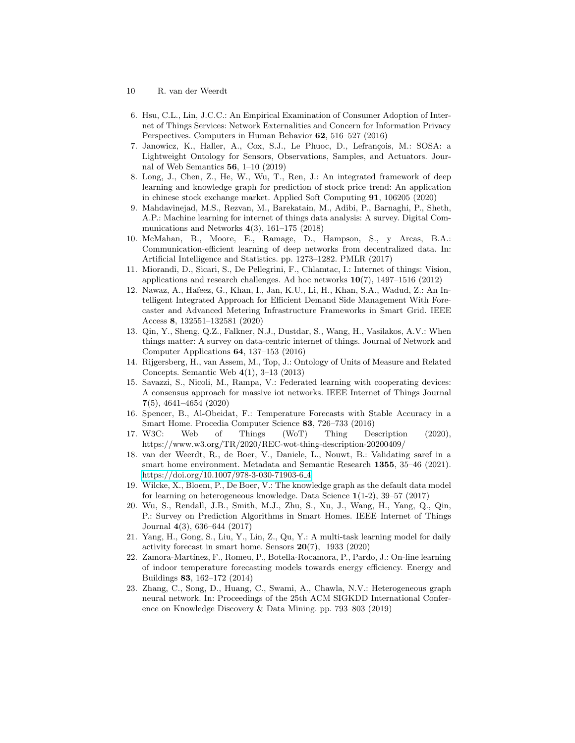6. Hsu, C.L., Lin, J.C.C.: An Empirical Examination of Consumer Adoption of Internet of Things Services: Network Externalities and Concern for Information Privacy Perspectives. Computers in Human Behavior **62**, 516–527 (2016)
7. Janowicz, K., Haller, A., Cox, S.J., Le Phuoc, D., Lefrançois, M.: SOSA: a Lightweight Ontology for Sensors, Observations, Samples, and Actuators. Journal of Web Semantics **56**, 1–10 (2019)
8. Long, J., Chen, Z., He, W., Wu, T., Ren, J.: An integrated framework of deep learning and knowledge graph for prediction of stock price trend: An application in chinese stock exchange market. Applied Soft Computing **91**, 106205 (2020)
9. Mahdavinejad, M.S., Rezvan, M., Barekatain, M., Adibi, P., Barnaghi, P., Sheth, A.P.: Machine learning for internet of things data analysis: A survey. Digital Communications and Networks **4**(3), 161–175 (2018)
10. McMahan, B., Moore, E., Ramage, D., Hampson, S., y Arcas, B.A.: Communication-efficient learning of deep networks from decentralized data. In: Artificial Intelligence and Statistics. pp. 1273–1282. PMLR (2017)
11. Miorandi, D., Sicari, S., De Pellegrini, F., Chlamtac, I.: Internet of things: Vision, applications and research challenges. Ad hoc networks **10**(7), 1497–1516 (2012)
12. Nawaz, A., Hafeez, G., Khan, I., Jan, K.U., Li, H., Khan, S.A., Wadud, Z.: An Intelligent Integrated Approach for Efficient Demand Side Management With Forecaster and Advanced Metering Infrastructure Frameworks in Smart Grid. IEEE Access **8**, 132551–132581 (2020)
13. Qin, Y., Sheng, Q.Z., Falkner, N.J., Dustdar, S., Wang, H., Vasilakos, A.V.: When things matter: A survey on data-centric internet of things. Journal of Network and Computer Applications **64**, 137–153 (2016)
14. Rijgersberg, H., van Assem, M., Top, J.: Ontology of Units of Measure and Related Concepts. Semantic Web **4**(1), 3–13 (2013)
15. Savazzi, S., Nicoli, M., Rampa, V.: Federated learning with cooperating devices: A consensus approach for massive iot networks. IEEE Internet of Things Journal **7**(5), 4641–4654 (2020)
16. Spencer, B., Al-Obeidat, F.: Temperature Forecasts with Stable Accuracy in a Smart Home. Procedia Computer Science **83**, 726–733 (2016)
17. W3C: Web of Things (WoT) Thing Description (2020), https://www.w3.org/TR/2020/REC-wot-thing-description-20200409/
18. van der Weerdt, R., de Boer, V., Daniele, L., Nouwt, B.: Validating saref in a smart home environment. Metadata and Semantic Research **1355**, 35–46 (2021). https://doi.org/10.1007/978-3-030-71903-6_4
19. Wilcke, X., Bloem, P., De Boer, V.: The knowledge graph as the default data model for learning on heterogeneous knowledge. Data Science **1**(1-2), 39–57 (2017)
20. Wu, S., Rendall, J.B., Smith, M.J., Zhu, S., Xu, J., Wang, H., Yang, Q., Qin, P.: Survey on Prediction Algorithms in Smart Homes. IEEE Internet of Things Journal **4**(3), 636–644 (2017)
21. Yang, H., Gong, S., Liu, Y., Lin, Z., Qu, Y.: A multi-task learning model for daily activity forecast in smart home. Sensors **20**(7), 1933 (2020)
22. Zamora-Martínez, F., Romeu, P., Botella-Rocamora, P., Pardo, J.: On-line learning of indoor temperature forecasting models towards energy efficiency. Energy and Buildings **83**, 162–172 (2014)
23. Zhang, C., Song, D., Huang, C., Swami, A., Chawla, N.V.: Heterogeneous graph neural network. In: Proceedings of the 25th ACM SIGKDD International Conference on Knowledge Discovery & Data Mining. pp. 793–803 (2019)